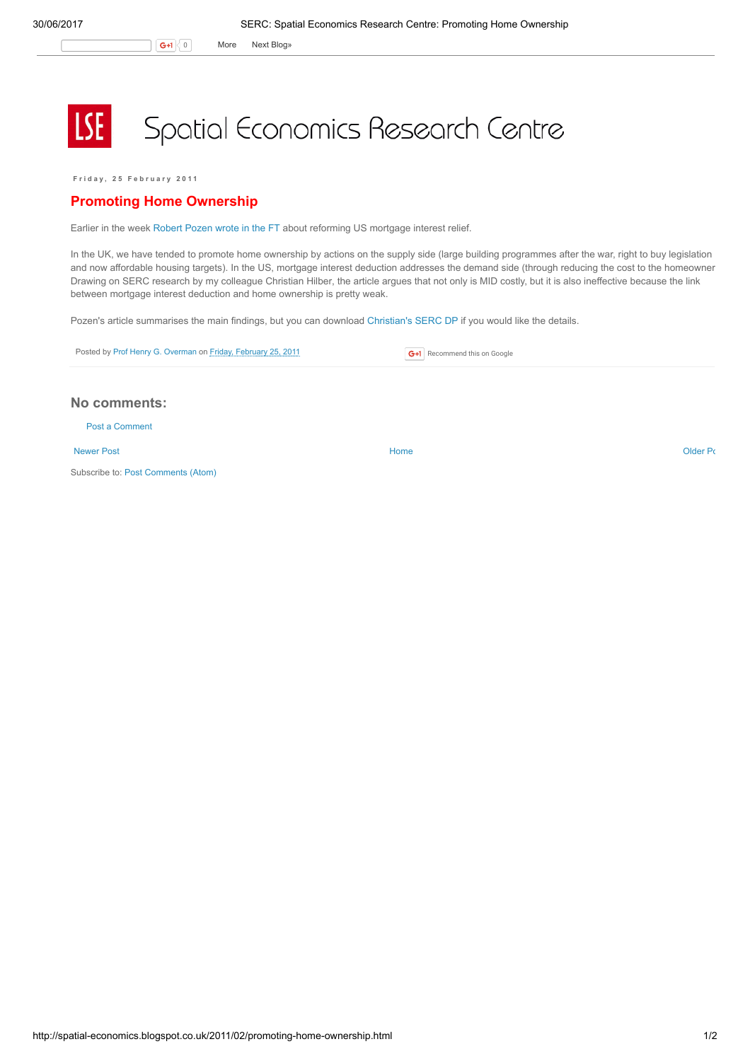# Spatial Economics Research Centre

Friday, 25 February 2011

## Promoting Home Ownership

Earlier in the week Robert Pozen wrote in the FT about reforming US mortgage interest relief.

In the UK, we have tended to promote home ownership by actions on the supply side (large building programmes after the war, right to buy legislation and now affordable housing targets). In the US, mortgage interest deduction addresses the demand side (through reducing the cost to the homeowner Drawing on SERC research by my colleague Christian Hilber, the article argues that not only is MID costly, but it is also ineffective because the link between mortgage interest deduction and home ownership is pretty weak.

Pozen's article summarises the main findings, but you can download Christian's SERC DP if you would like the details.

Posted by Prof Henry G. Overman on Friday, February 25, 2011

Recommend this on Google

### No comments:

Post a Comment

Newer Post | Home | Older Po

Subscribe to: Post Comments (Atom)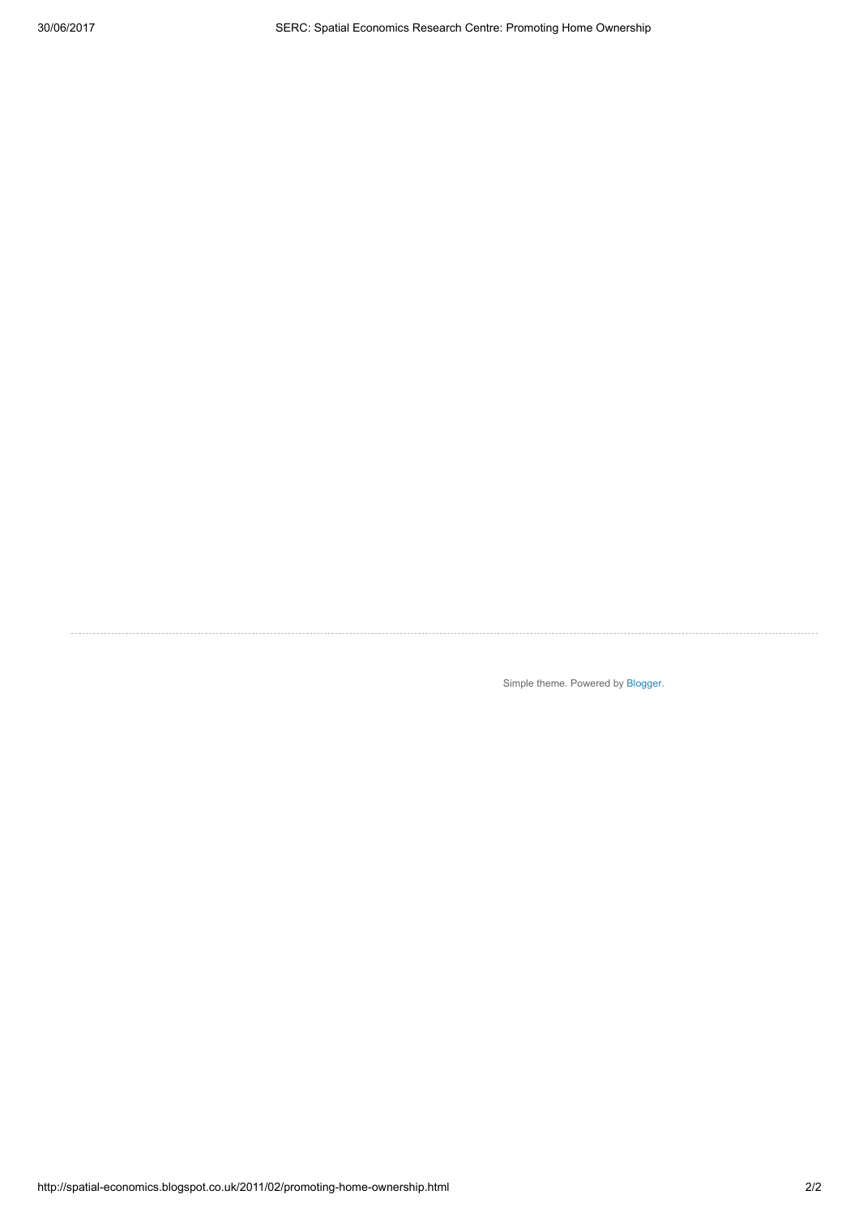Simple theme. Powered by Blogger.